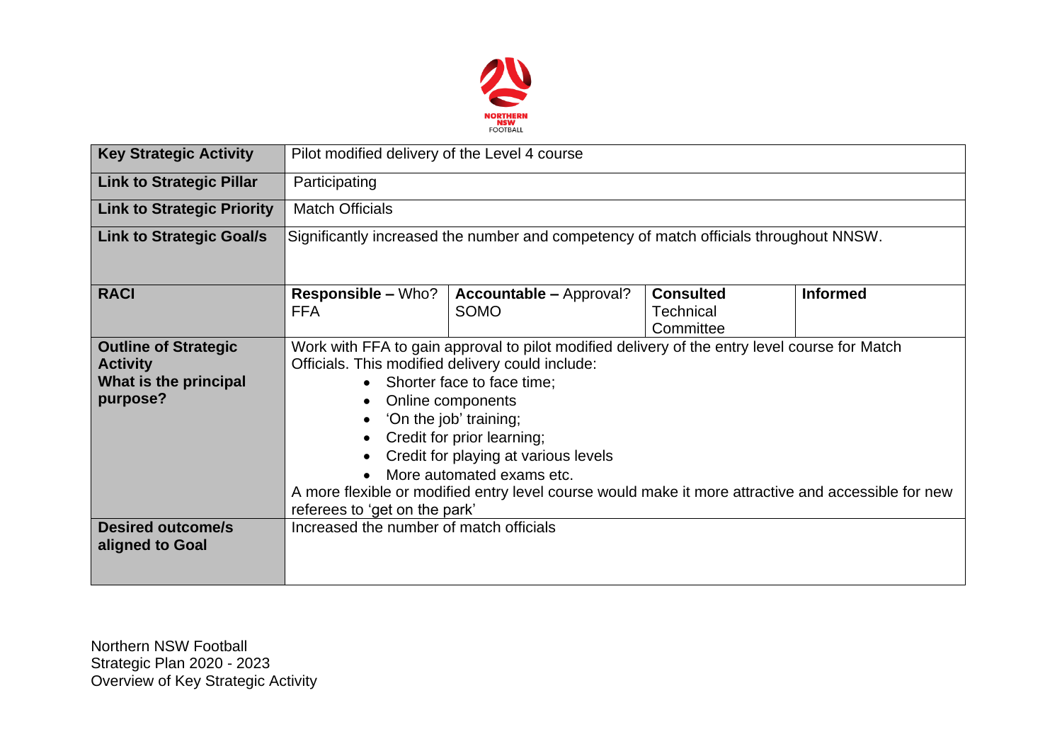NORTHERN NSW FOOTBALL

| Key Strategic Activity | Pilot modified delivery of the Level 4 course | | | |
|---|---|---|---|---|
| **Link to Strategic Pillar** | Participating | | | |
| **Link to Strategic Priority** | Match Officials | | | |
| **Link to Strategic Goal/s** | Significantly increased the number and competency of match officials throughout NNSW. | | | |
| **RACI** | **Responsible –** Who? FFA | **Accountable –** Approval? SOMO | **Consulted** Technical Committee | **Informed** |
| **Outline of Strategic Activity What is the principal purpose?** | Work with FFA to gain approval to pilot modified delivery of the entry level course for Match Officials. This modified delivery could include:<br>• Shorter face to face time;<br>• Online components<br>• 'On the job' training;<br>• Credit for prior learning;<br>• Credit for playing at various levels<br>• More automated exams etc.<br>A more flexible or modified entry level course would make it more attractive and accessible for new referees to 'get on the park' | | | |
| **Desired outcome/s aligned to Goal** | Increased the number of match officials | | | |

Northern NSW Football
Strategic Plan 2020 - 2023
Overview of Key Strategic Activity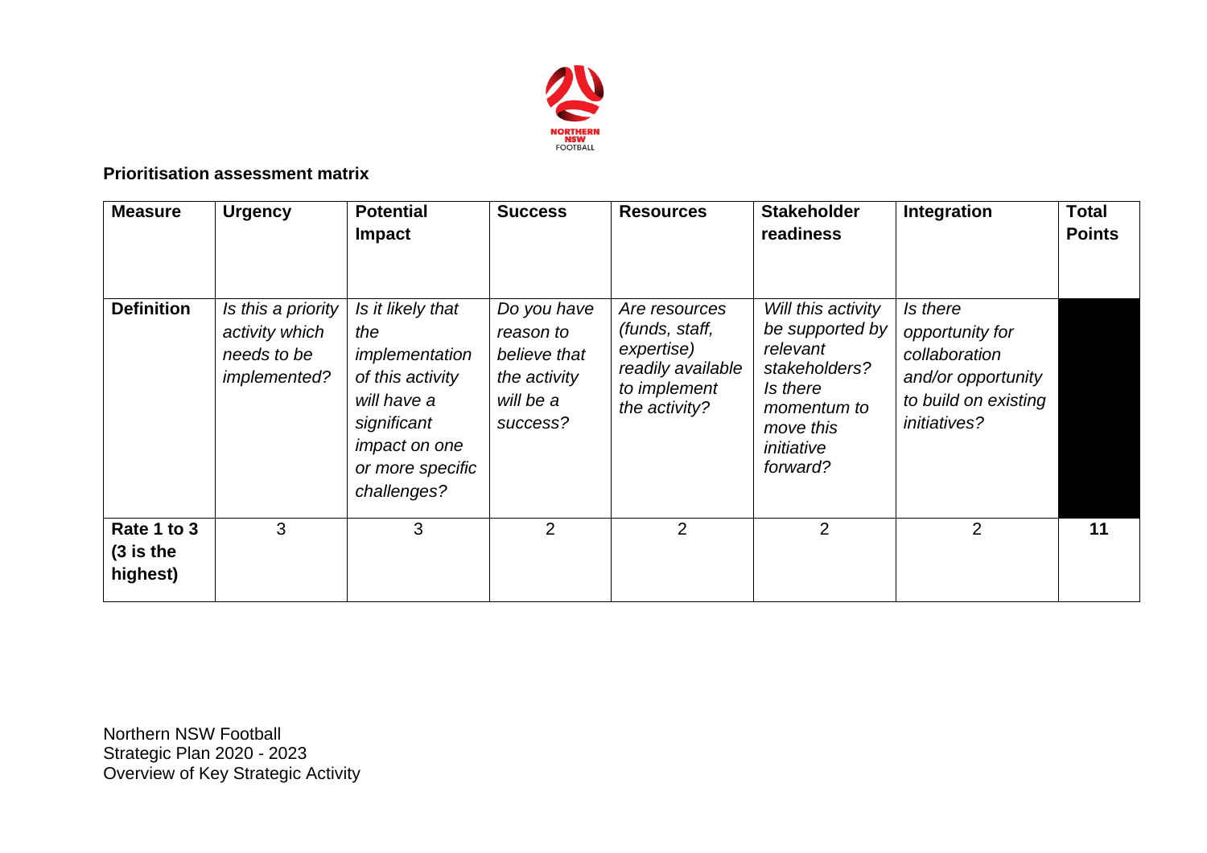**Prioritisation assessment matrix**

| Measure | Urgency | Potential Impact | Success | Resources | Stakeholder readiness | Integration | Total Points |
|---|---|---|---|---|---|---|---|
| **Definition** | *Is this a priority activity which needs to be implemented?* | *Is it likely that the implementation of this activity will have a significant impact on one or more specific challenges?* | *Do you have reason to believe that the activity will be a success?* | *Are resources (funds, staff, expertise) readily available to implement the activity?* | *Will this activity be supported by relevant stakeholders? Is there momentum to move this initiative forward?* | *Is there opportunity for collaboration and/or opportunity to build on existing initiatives?* | |
| **Rate 1 to 3 (3 is the highest)** | 3 | 3 | 2 | 2 | 2 | 2 | **11** |

Northern NSW Football
Strategic Plan 2020 - 2023
Overview of Key Strategic Activity